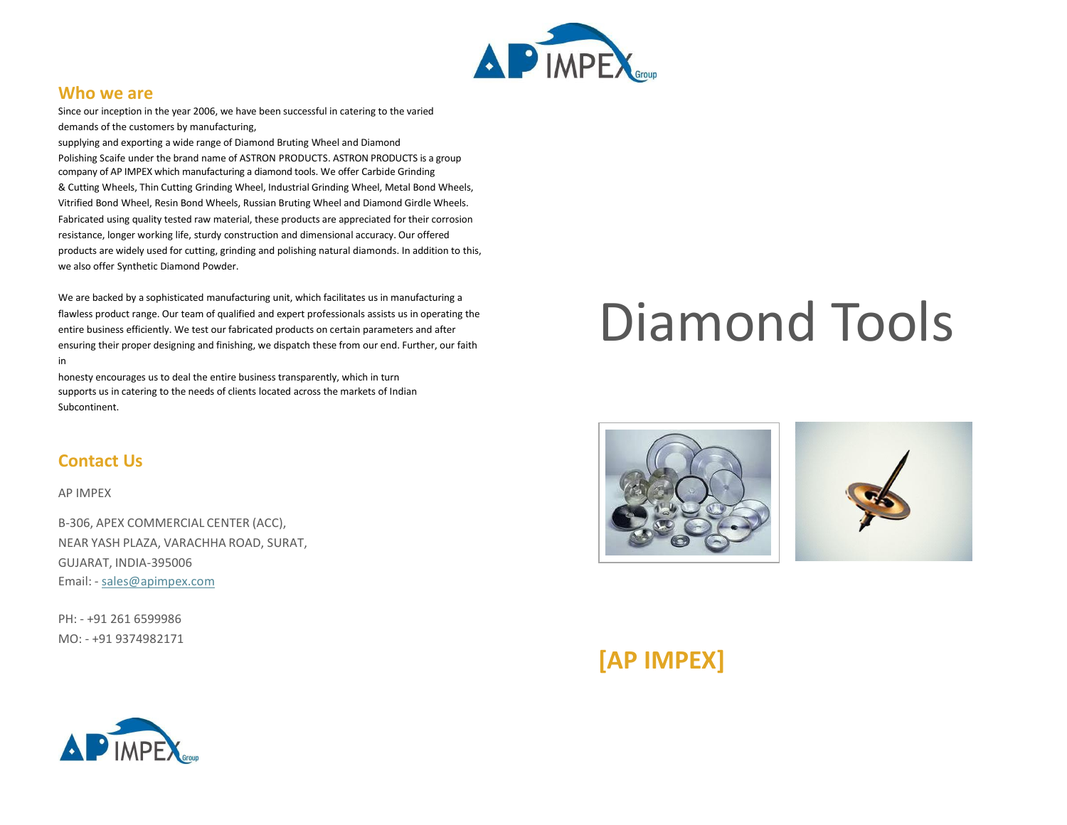## Who we are

Since our inception in the year 2006, we have been successful in catering to the varied demands of the customers by manufacturing, supplying and exporting a wide range of Diamond Bruting Wheel and Diamond Polishing Scaife under the brand name of ASTRON PRODUCTS. ASTRON PRODUCTS is a group company of AP IMPEX which manufacturing a diamond tools. We offer Carbide Grinding & Cutting Wheels, Thin Cutting Grinding Wheel, Industrial Grinding Wheel, Metal Bond Wheels, Vitrified Bond Wheel, Resin Bond Wheels, Russian Bruting Wheel and Diamond Girdle Wheels. Fabricated using quality tested raw material, these products are appreciated for their corrosion resistance, longer working life, sturdy construction and dimensional accuracy. Our offered products are widely used for cutting, grinding and polishing natural diamonds. In addition to this, we also offer Synthetic Diamond Powder.

We are backed by a sophisticated manufacturing unit, which facilitates us in manufacturing a flawless product range. Our team of qualified and expert professionals assists us in operating the entire business efficiently. We test our fabricated products on certain parameters and after ensuring their proper designing and finishing, we dispatch these from our end. Further, our faith in honesty encourages us to deal the entire business transparently, which in turn supports us in catering to the needs of clients located across the markets of Indian Subcontinent.

## Contact Us

AP IMPEX

B-306, APEX COMMERCIAL CENTER (ACC),
NEAR YASH PLAZA, VARACHHA ROAD, SURAT,
GUJARAT, INDIA-395006
Email: - sales@apimpex.com

PH: - +91 261 6599986
MO: - +91 9374982171

# Diamond Tools

## [AP IMPEX]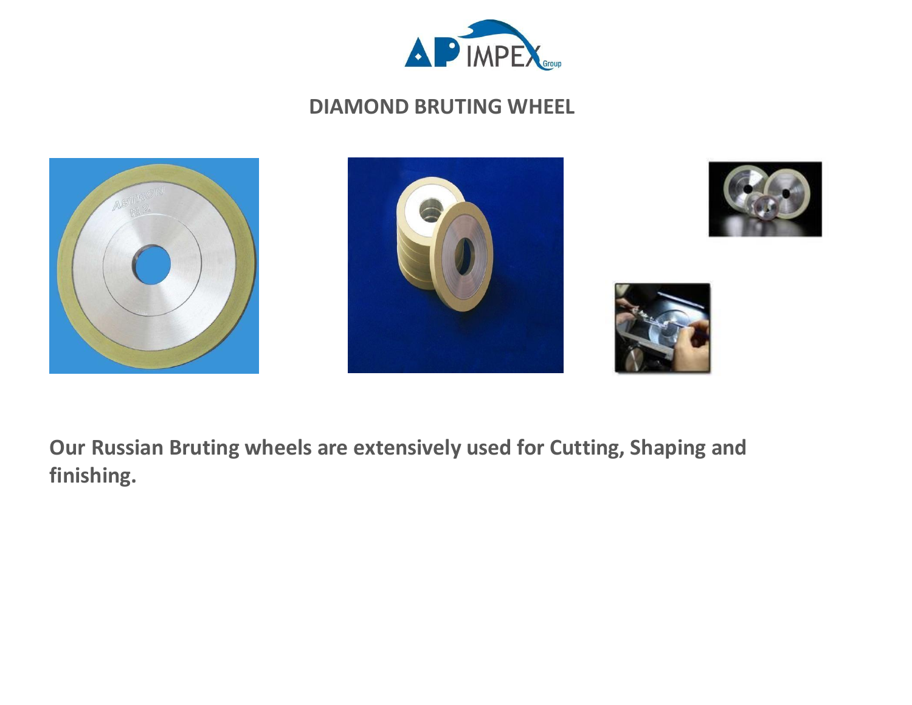## DIAMOND BRUTING WHEEL

**Our Russian Bruting wheels are extensively used for Cutting, Shaping and finishing.**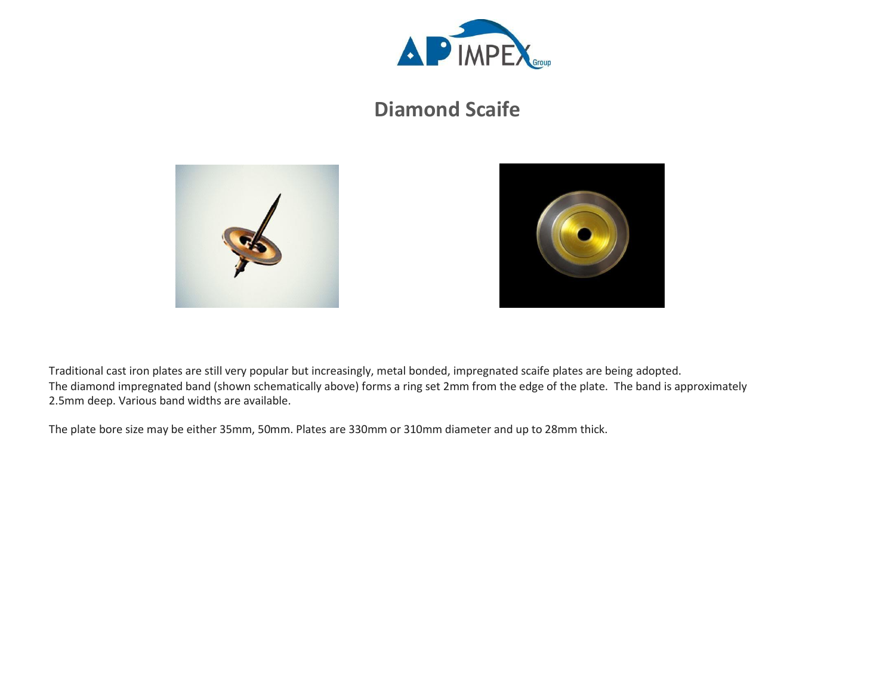# Diamond Scaife

Traditional cast iron plates are still very popular but increasingly, metal bonded, impregnated scaife plates are being adopted.
The diamond impregnated band (shown schematically above) forms a ring set 2mm from the edge of the plate. The band is approximately 2.5mm deep. Various band widths are available.

The plate bore size may be either 35mm, 50mm. Plates are 330mm or 310mm diameter and up to 28mm thick.